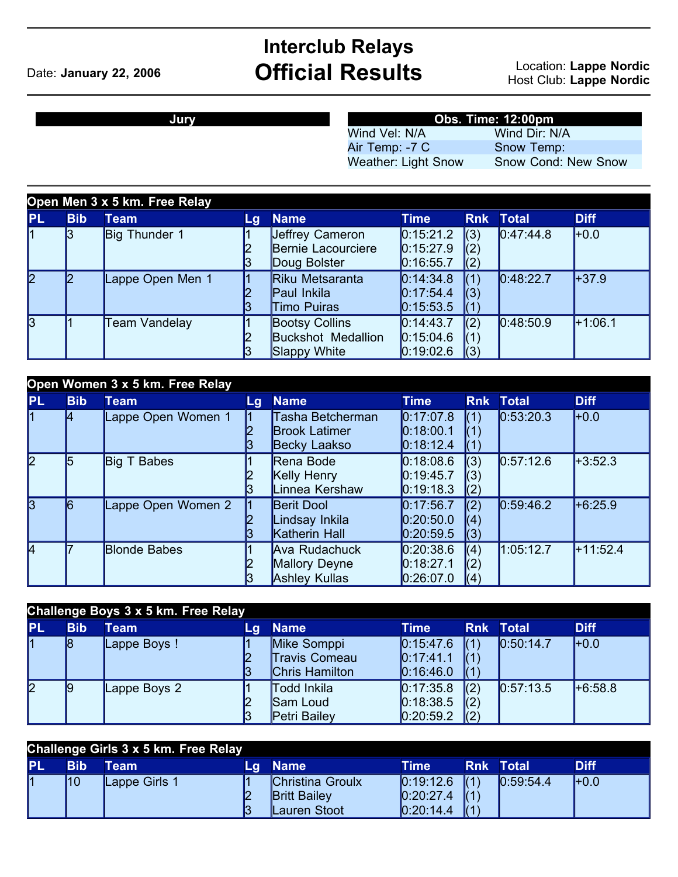# Interclub Relays

## Official Results

Date: **January 22, 2006**

Location: **Lappe Nordic**
Host Club: **Lappe Nordic**

| Jury |
|---|
| |

| Obs. Time: 12:00pm | |
|---|---|
| Wind Vel: N/A | Wind Dir: N/A |
| Air Temp: -7 C | Snow Temp: |
| Weather: Light Snow | Snow Cond: New Snow |

### Open Men 3 x 5 km. Free Relay

| PL | Bib | Team | Lg | Name | Time | Rnk | Total | Diff |
|---|---|---|---|---|---|---|---|---|
| 1 | 3 | Big Thunder 1 | 1 | Jeffrey Cameron | 0:15:21.2 | (3) | 0:47:44.8 | +0.0 |
| | | | 2 | Bernie Lacourciere | 0:15:27.9 | (2) | | |
| | | | 3 | Doug Bolster | 0:16:55.7 | (2) | | |
| 2 | 2 | Lappe Open Men 1 | 1 | Riku Metsaranta | 0:14:34.8 | (1) | 0:48:22.7 | +37.9 |
| | | | 2 | Paul Inkila | 0:17:54.4 | (3) | | |
| | | | 3 | Timo Puiras | 0:15:53.5 | (1) | | |
| 3 | 1 | Team Vandelay | 1 | Bootsy Collins | 0:14:43.7 | (2) | 0:48:50.9 | +1:06.1 |
| | | | 2 | Buckshot Medallion | 0:15:04.6 | (1) | | |
| | | | 3 | Slappy White | 0:19:02.6 | (3) | | |

### Open Women 3 x 5 km. Free Relay

| PL | Bib | Team | Lg | Name | Time | Rnk | Total | Diff |
|---|---|---|---|---|---|---|---|---|
| 1 | 4 | Lappe Open Women 1 | 1 | Tasha Betcherman | 0:17:07.8 | (1) | 0:53:20.3 | +0.0 |
| | | | 2 | Brook Latimer | 0:18:00.1 | (1) | | |
| | | | 3 | Becky Laakso | 0:18:12.4 | (1) | | |
| 2 | 5 | Big T Babes | 1 | Rena Bode | 0:18:08.6 | (3) | 0:57:12.6 | +3:52.3 |
| | | | 2 | Kelly Henry | 0:19:45.7 | (3) | | |
| | | | 3 | Linnea Kershaw | 0:19:18.3 | (2) | | |
| 3 | 6 | Lappe Open Women 2 | 1 | Berit Dool | 0:17:56.7 | (2) | 0:59:46.2 | +6:25.9 |
| | | | 2 | Lindsay Inkila | 0:20:50.0 | (4) | | |
| | | | 3 | Katherin Hall | 0:20:59.5 | (3) | | |
| 4 | 7 | Blonde Babes | 1 | Ava Rudachuck | 0:20:38.6 | (4) | 1:05:12.7 | +11:52.4 |
| | | | 2 | Mallory Deyne | 0:18:27.1 | (2) | | |
| | | | 3 | Ashley Kullas | 0:26:07.0 | (4) | | |

### Challenge Boys 3 x 5 km. Free Relay

| PL | Bib | Team | Lg | Name | Time | Rnk | Total | Diff |
|---|---|---|---|---|---|---|---|---|
| 1 | 8 | Lappe Boys ! | 1 | Mike Somppi | 0:15:47.6 | (1) | 0:50:14.7 | +0.0 |
| | | | 2 | Travis Comeau | 0:17:41.1 | (1) | | |
| | | | 3 | Chris Hamilton | 0:16:46.0 | (1) | | |
| 2 | 9 | Lappe Boys 2 | 1 | Todd Inkila | 0:17:35.8 | (2) | 0:57:13.5 | +6:58.8 |
| | | | 2 | Sam Loud | 0:18:38.5 | (2) | | |
| | | | 3 | Petri Bailey | 0:20:59.2 | (2) | | |

### Challenge Girls 3 x 5 km. Free Relay

| PL | Bib | Team | Lg | Name | Time | Rnk | Total | Diff |
|---|---|---|---|---|---|---|---|---|
| 1 | 10 | Lappe Girls 1 | 1 | Christina Groulx | 0:19:12.6 | (1) | 0:59:54.4 | +0.0 |
| | | | 2 | Britt Bailey | 0:20:27.4 | (1) | | |
| | | | 3 | Lauren Stoot | 0:20:14.4 | (1) | | |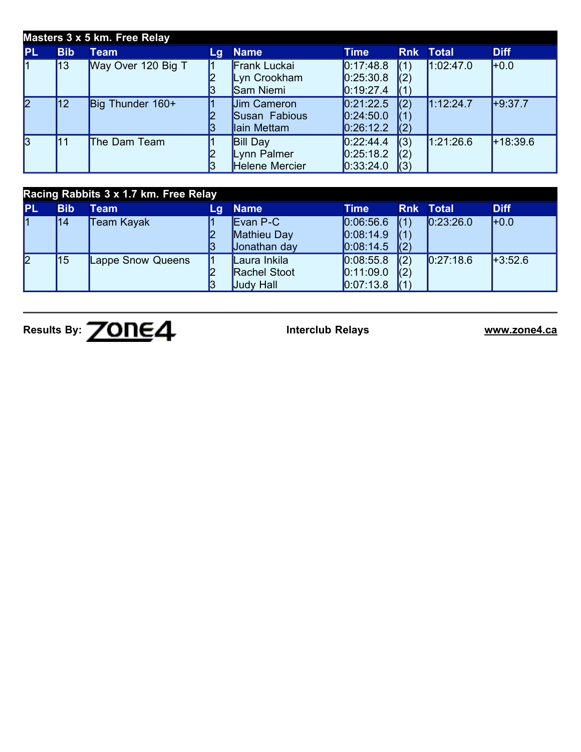## Masters 3 x 5 km. Free Relay

| PL | Bib | Team | Lg | Name | Time | Rnk | Total | Diff |
|---|---|---|---|---|---|---|---|---|
| 1 | 13 | Way Over 120 Big T | 1 | Frank Luckai | 0:17:48.8 | (1) | 1:02:47.0 | +0.0 |
| | | | 2 | Lyn Crookham | 0:25:30.8 | (2) | | |
| | | | 3 | Sam Niemi | 0:19:27.4 | (1) | | |
| 2 | 12 | Big Thunder 160+ | 1 | Jim Cameron | 0:21:22.5 | (2) | 1:12:24.7 | +9:37.7 |
| | | | 2 | Susan Fabious | 0:24:50.0 | (1) | | |
| | | | 3 | Iain Mettam | 0:26:12.2 | (2) | | |
| 3 | 11 | The Dam Team | 1 | Bill Day | 0:22:44.4 | (3) | 1:21:26.6 | +18:39.6 |
| | | | 2 | Lynn Palmer | 0:25:18.2 | (2) | | |
| | | | 3 | Helene Mercier | 0:33:24.0 | (3) | | |

## Racing Rabbits 3 x 1.7 km. Free Relay

| PL | Bib | Team | Lg | Name | Time | Rnk | Total | Diff |
|---|---|---|---|---|---|---|---|---|
| 1 | 14 | Team Kayak | 1 | Evan P-C | 0:06:56.6 | (1) | 0:23:26.0 | +0.0 |
| | | | 2 | Mathieu Day | 0:08:14.9 | (1) | | |
| | | | 3 | Jonathan day | 0:08:14.5 | (2) | | |
| 2 | 15 | Lappe Snow Queens | 1 | Laura Inkila | 0:08:55.8 | (2) | 0:27:18.6 | +3:52.6 |
| | | | 2 | Rachel Stoot | 0:11:09.0 | (2) | | |
| | | | 3 | Judy Hall | 0:07:13.8 | (1) | | |